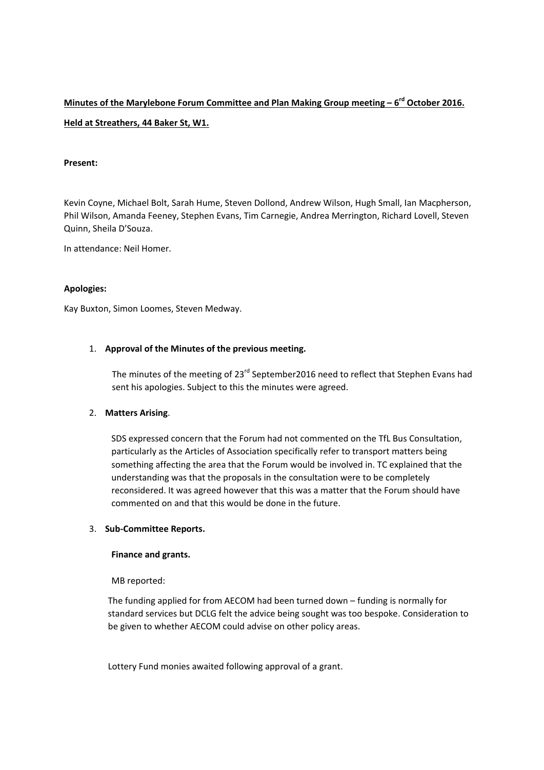**Minutes of the Marylebone Forum Committee and Plan Making Group meeting – 6rd October 2016.**

**Held at Streathers, 44 Baker St, W1.**

**Present:**

Kevin Coyne, Michael Bolt, Sarah Hume, Steven Dollond, Andrew Wilson, Hugh Small, Ian Macpherson, Phil Wilson, Amanda Feeney, Stephen Evans, Tim Carnegie, Andrea Merrington, Richard Lovell, Steven Quinn, Sheila D'Souza.

In attendance: Neil Homer.

**Apologies:**

Kay Buxton, Simon Loomes, Steven Medway.

1. **Approval of the Minutes of the previous meeting.**

   The minutes of the meeting of 23rd September2016 need to reflect that Stephen Evans had sent his apologies. Subject to this the minutes were agreed.

2. **Matters Arising**.

   SDS expressed concern that the Forum had not commented on the TfL Bus Consultation, particularly as the Articles of Association specifically refer to transport matters being something affecting the area that the Forum would be involved in. TC explained that the understanding was that the proposals in the consultation were to be completely reconsidered. It was agreed however that this was a matter that the Forum should have commented on and that this would be done in the future.

3. **Sub-Committee Reports.**

   **Finance and grants.**

   MB reported:

   The funding applied for from AECOM had been turned down – funding is normally for standard services but DCLG felt the advice being sought was too bespoke. Consideration to be given to whether AECOM could advise on other policy areas.

   Lottery Fund monies awaited following approval of a grant.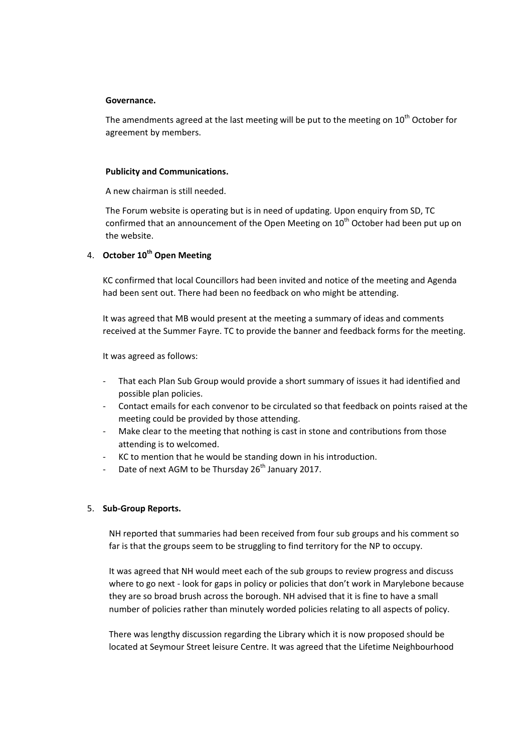**Governance.**

The amendments agreed at the last meeting will be put to the meeting on 10th October for agreement by members.

**Publicity and Communications.**

A new chairman is still needed.

The Forum website is operating but is in need of updating. Upon enquiry from SD, TC confirmed that an announcement of the Open Meeting on 10th October had been put up on the website.

4. **October 10th Open Meeting**

KC confirmed that local Councillors had been invited and notice of the meeting and Agenda had been sent out. There had been no feedback on who might be attending.

It was agreed that MB would present at the meeting a summary of ideas and comments received at the Summer Fayre. TC to provide the banner and feedback forms for the meeting.

It was agreed as follows:

- That each Plan Sub Group would provide a short summary of issues it had identified and possible plan policies.
- Contact emails for each convenor to be circulated so that feedback on points raised at the meeting could be provided by those attending.
- Make clear to the meeting that nothing is cast in stone and contributions from those attending is to welcomed.
- KC to mention that he would be standing down in his introduction.
- Date of next AGM to be Thursday 26th January 2017.

5. **Sub-Group Reports.**

NH reported that summaries had been received from four sub groups and his comment so far is that the groups seem to be struggling to find territory for the NP to occupy.

It was agreed that NH would meet each of the sub groups to review progress and discuss where to go next - look for gaps in policy or policies that don't work in Marylebone because they are so broad brush across the borough. NH advised that it is fine to have a small number of policies rather than minutely worded policies relating to all aspects of policy.

There was lengthy discussion regarding the Library which it is now proposed should be located at Seymour Street leisure Centre. It was agreed that the Lifetime Neighbourhood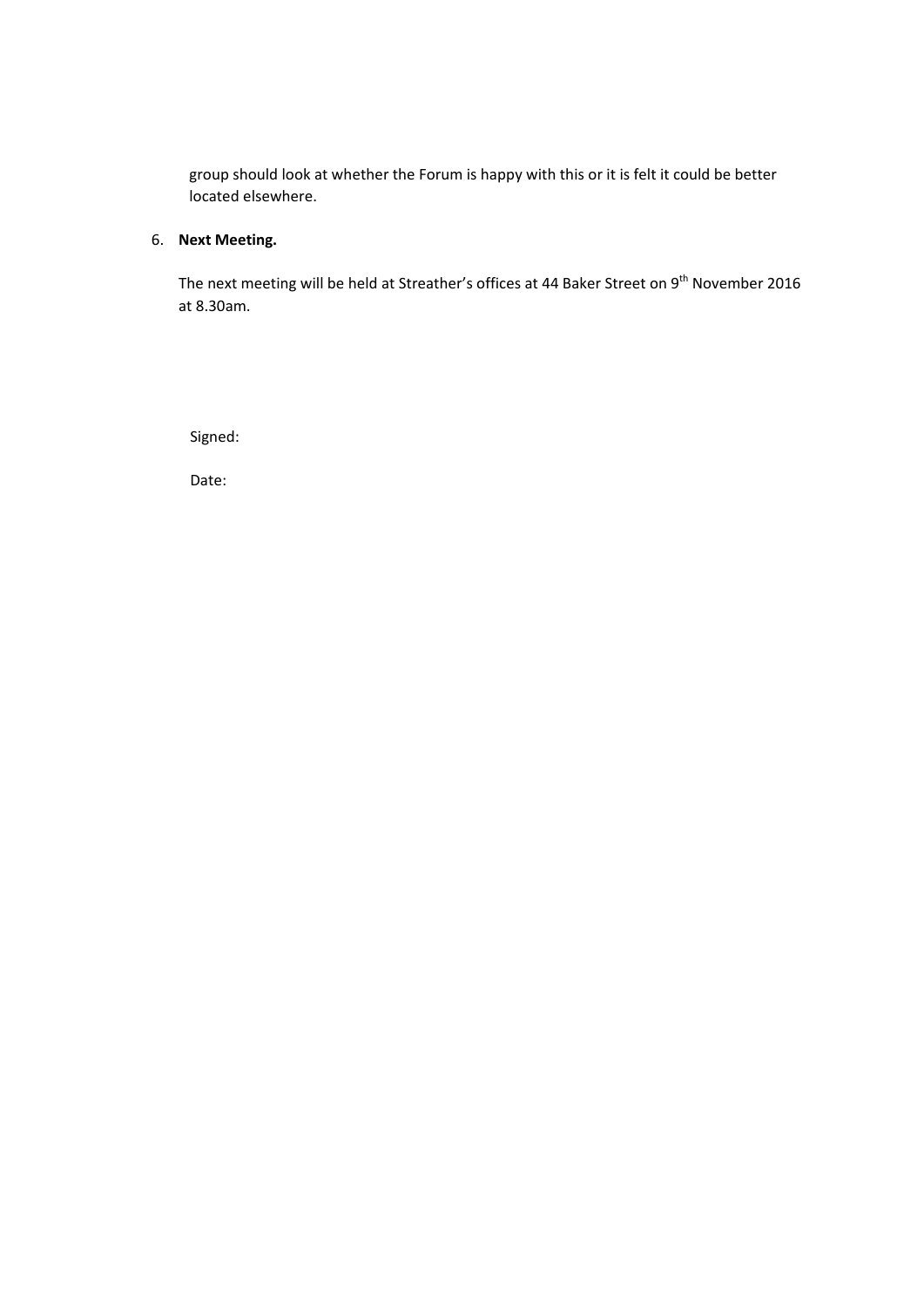group should look at whether the Forum is happy with this or it is felt it could be better located elsewhere.

6. **Next Meeting.**

   The next meeting will be held at Streather's offices at 44 Baker Street on 9th November 2016 at 8.30am.

Signed:

Date: